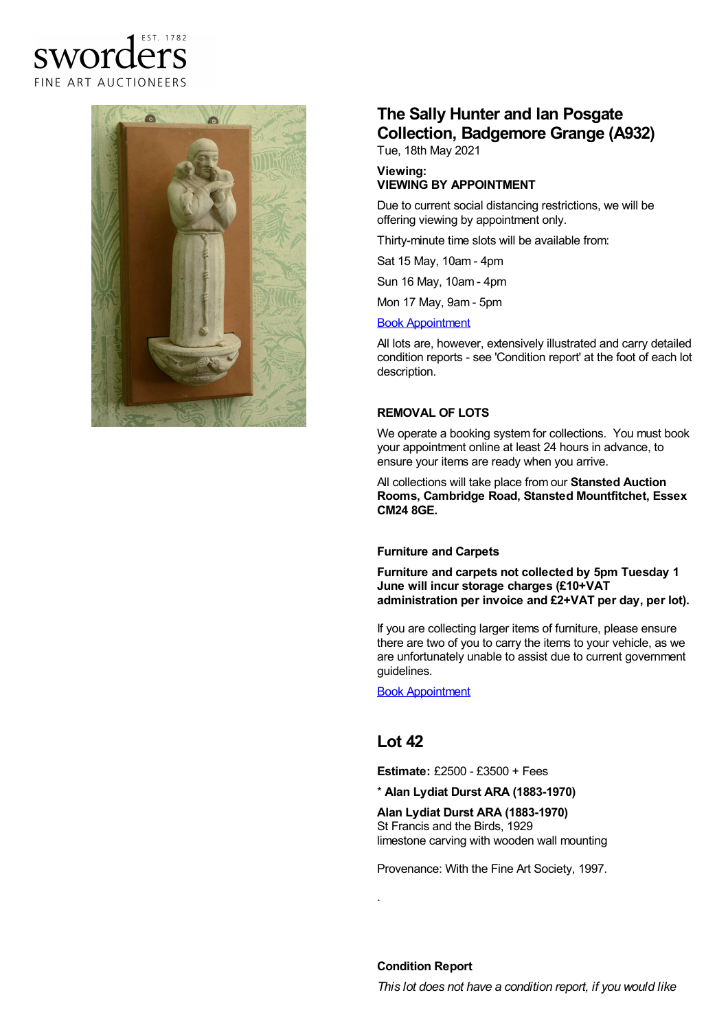sworders EST. 1782
FINE ART AUCTIONEERS

# The Sally Hunter and Ian Posgate Collection, Badgemore Grange (A932)

Tue, 18th May 2021

**Viewing:**
**VIEWING BY APPOINTMENT**

Due to current social distancing restrictions, we will be offering viewing by appointment only.

Thirty-minute time slots will be available from:

Sat 15 May, 10am - 4pm

Sun 16 May, 10am - 4pm

Mon 17 May, 9am - 5pm

Book Appointment

All lots are, however, extensively illustrated and carry detailed condition reports - see 'Condition report' at the foot of each lot description.

### REMOVAL OF LOTS

We operate a booking system for collections. You must book your appointment online at least 24 hours in advance, to ensure your items are ready when you arrive.

All collections will take place from our **Stansted Auction Rooms, Cambridge Road, Stansted Mountfitchet, Essex CM24 8GE.**

### Furniture and Carpets

**Furniture and carpets not collected by 5pm Tuesday 1 June will incur storage charges (£10+VAT administration per invoice and £2+VAT per day, per lot).**

If you are collecting larger items of furniture, please ensure there are two of you to carry the items to your vehicle, as we are unfortunately unable to assist due to current government guidelines.

Book Appointment

## Lot 42

**Estimate:** £2500 - £3500 + Fees

**\* Alan Lydiat Durst ARA (1883-1970)**

**Alan Lydiat Durst ARA (1883-1970)**
St Francis and the Birds, 1929
limestone carving with wooden wall mounting

Provenance: With the Fine Art Society, 1997.

.

### Condition Report

*This lot does not have a condition report, if you would like*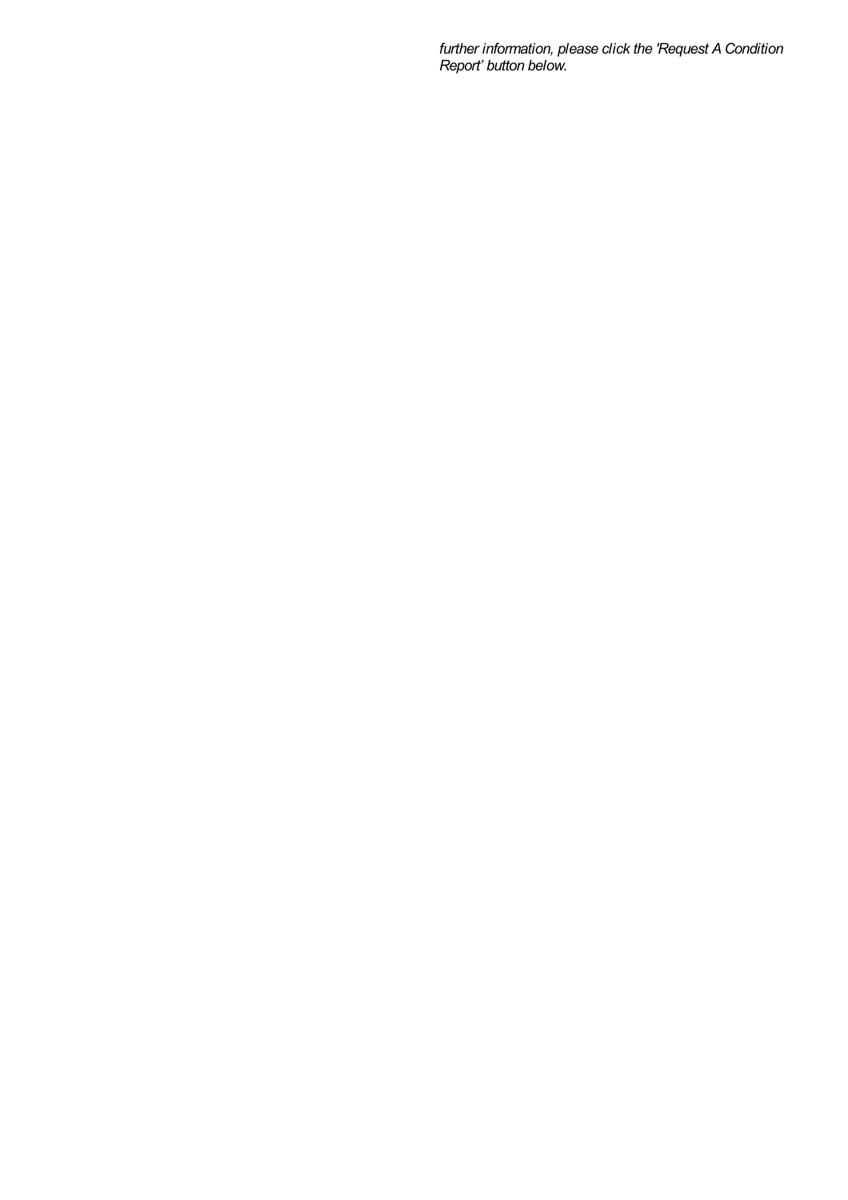*further information, please click the 'Request A Condition Report' button below.*